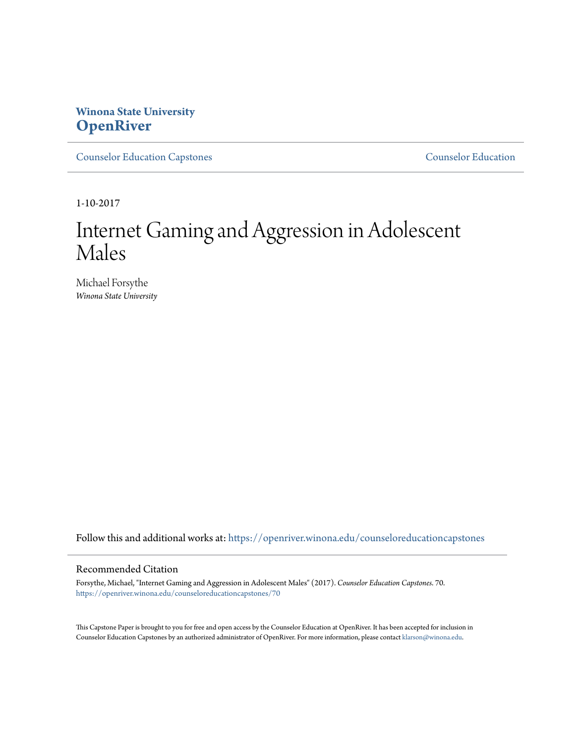**Winona State University**
**OpenRiver**

Counselor Education Capstones | Counselor Education

1-10-2017

# Internet Gaming and Aggression in Adolescent Males

Michael Forsythe
*Winona State University*

Follow this and additional works at: https://openriver.winona.edu/counseloreducationcapstones

## Recommended Citation

Forsythe, Michael, "Internet Gaming and Aggression in Adolescent Males" (2017). *Counselor Education Capstones*. 70.
https://openriver.winona.edu/counseloreducationcapstones/70

This Capstone Paper is brought to you for free and open access by the Counselor Education at OpenRiver. It has been accepted for inclusion in Counselor Education Capstones by an authorized administrator of OpenRiver. For more information, please contact klarson@winona.edu.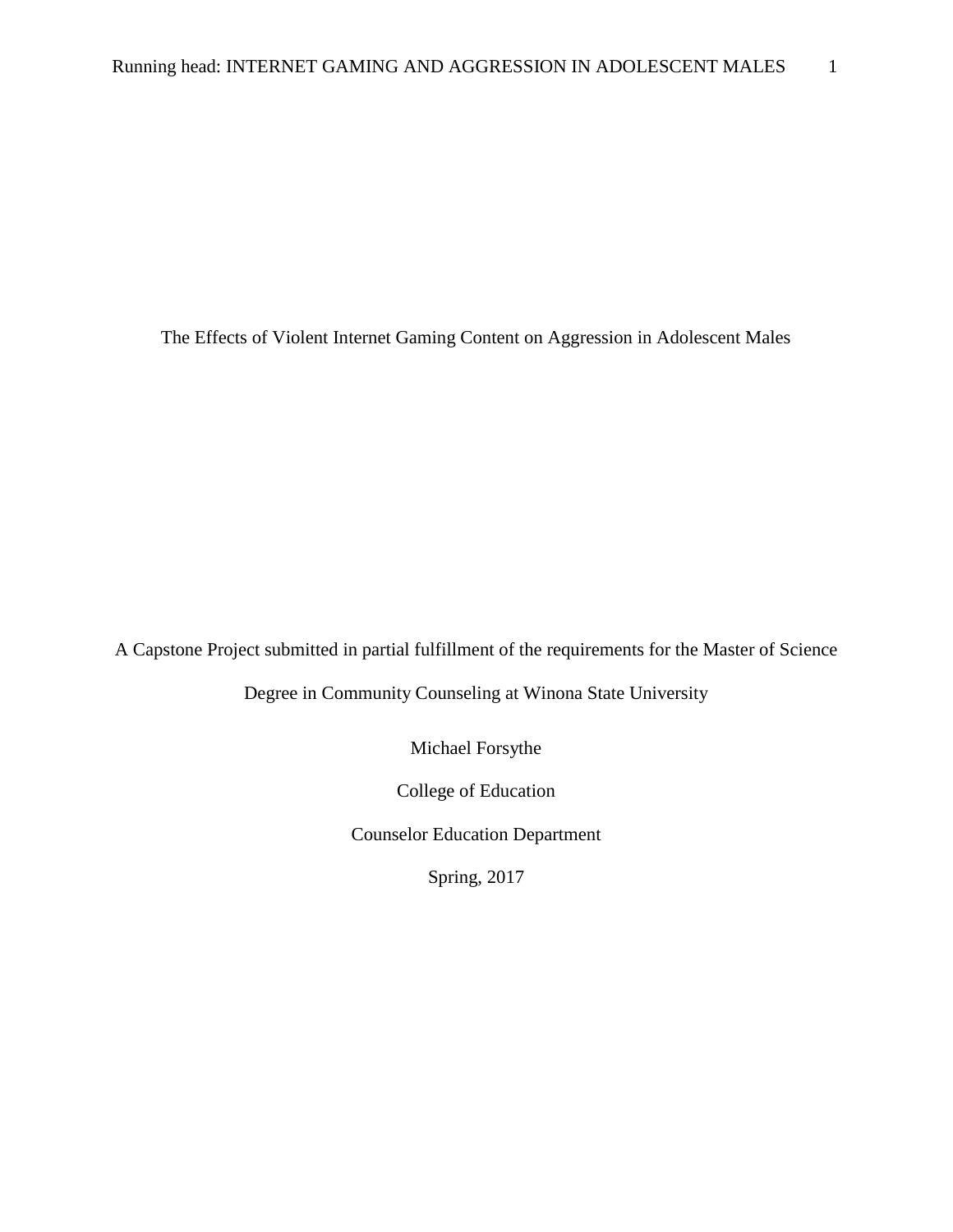# The Effects of Violent Internet Gaming Content on Aggression in Adolescent Males

A Capstone Project submitted in partial fulfillment of the requirements for the Master of Science Degree in Community Counseling at Winona State University

Michael Forsythe

College of Education

Counselor Education Department

Spring, 2017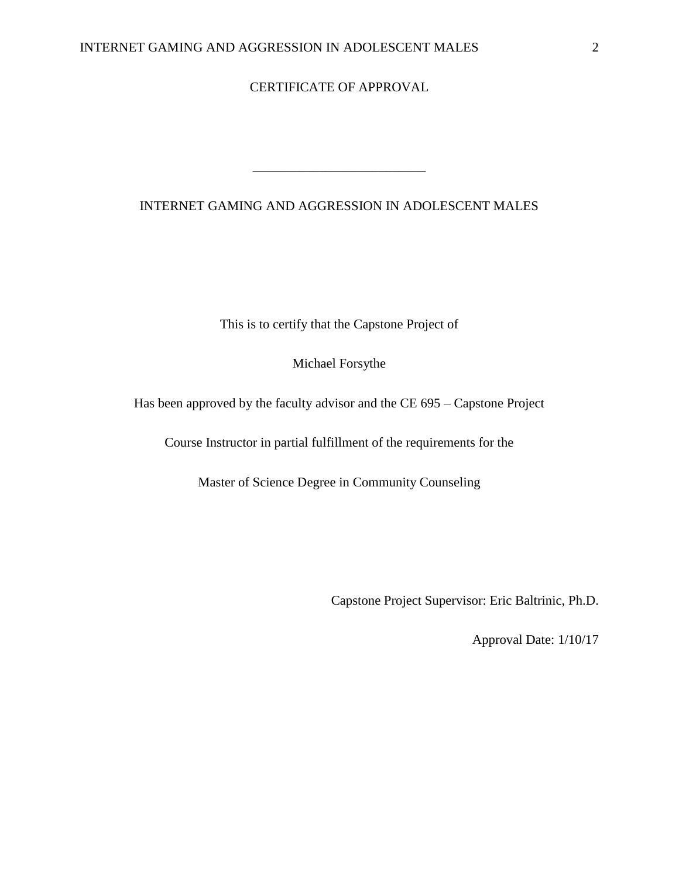# CERTIFICATE OF APPROVAL

___________________________

## INTERNET GAMING AND AGGRESSION IN ADOLESCENT MALES

This is to certify that the Capstone Project of

Michael Forsythe

Has been approved by the faculty advisor and the CE 695 – Capstone Project

Course Instructor in partial fulfillment of the requirements for the

Master of Science Degree in Community Counseling

Capstone Project Supervisor: Eric Baltrinic, Ph.D.

Approval Date: 1/10/17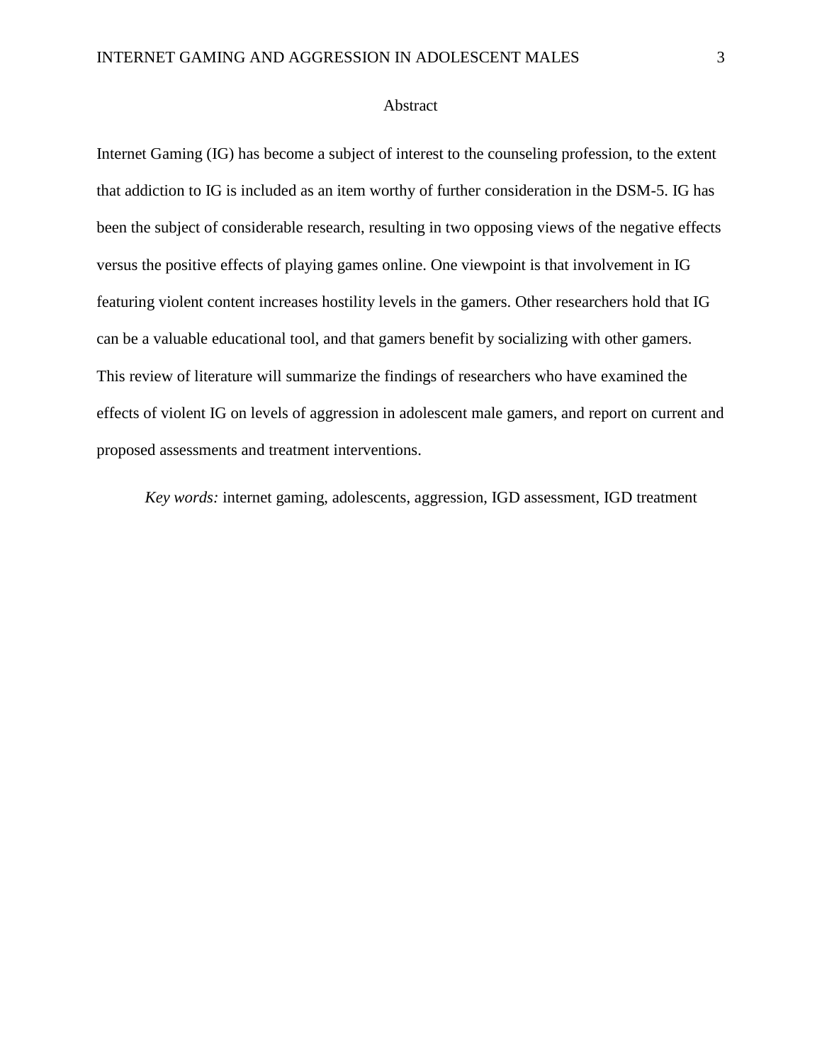# Abstract

Internet Gaming (IG) has become a subject of interest to the counseling profession, to the extent that addiction to IG is included as an item worthy of further consideration in the DSM-5. IG has been the subject of considerable research, resulting in two opposing views of the negative effects versus the positive effects of playing games online. One viewpoint is that involvement in IG featuring violent content increases hostility levels in the gamers. Other researchers hold that IG can be a valuable educational tool, and that gamers benefit by socializing with other gamers. This review of literature will summarize the findings of researchers who have examined the effects of violent IG on levels of aggression in adolescent male gamers, and report on current and proposed assessments and treatment interventions.

*Key words:* internet gaming, adolescents, aggression, IGD assessment, IGD treatment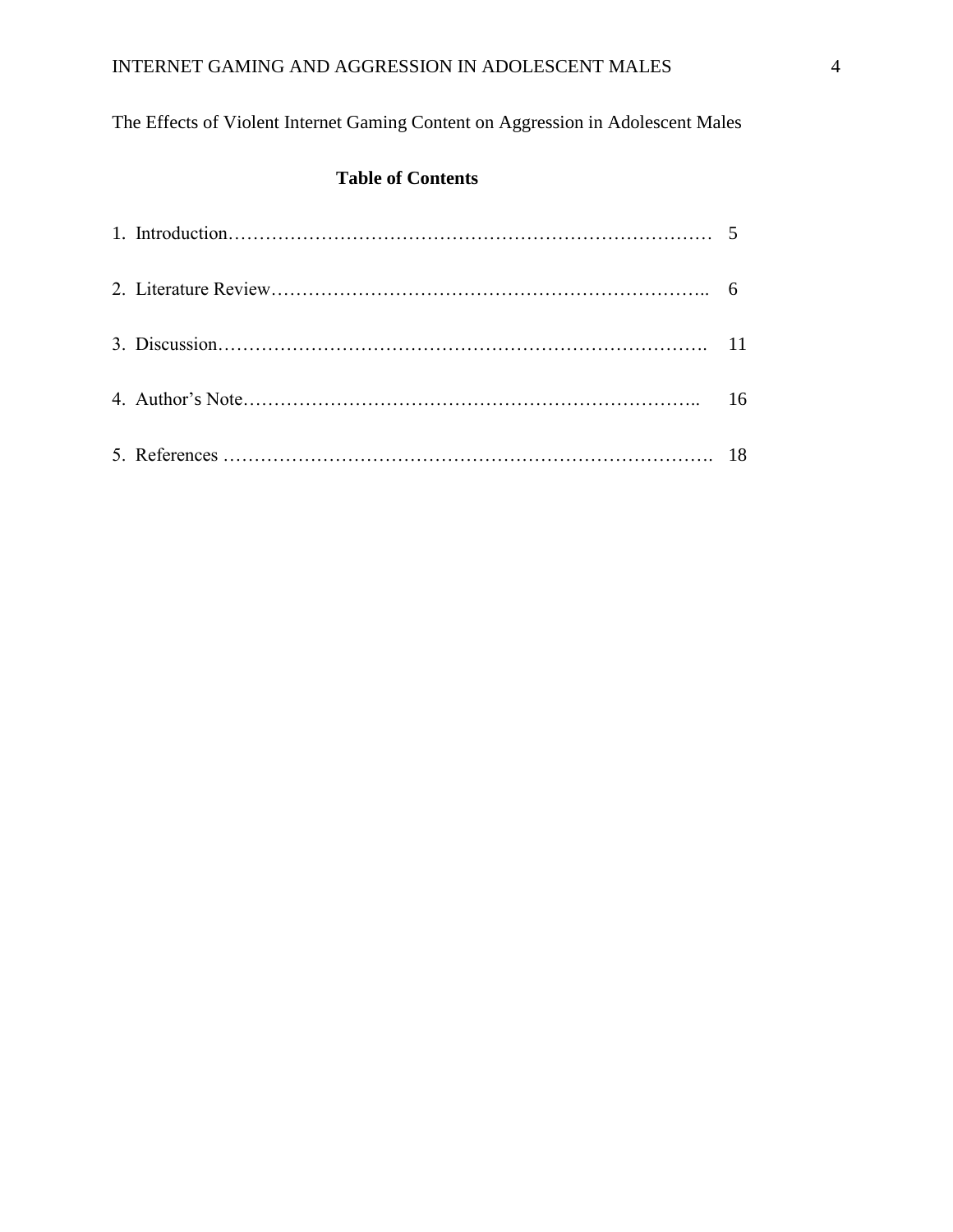The Effects of Violent Internet Gaming Content on Aggression in Adolescent Males

## Table of Contents

1. Introduction………………………………………………………………………… 5
2. Literature Review…………………………………………………………….. 6
3. Discussion……………………………………………………………………. 11
4. Author's Note……………………………………………………………….. 16
5. References ……………………………………………………………………. 18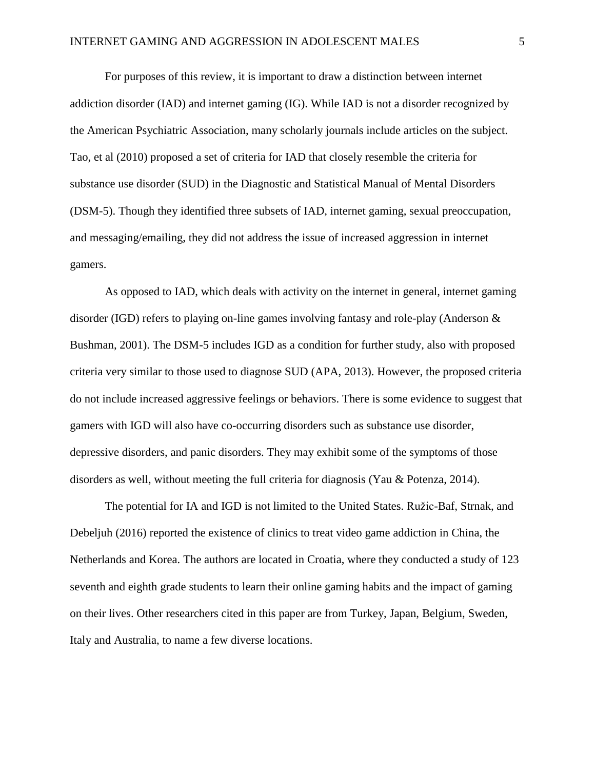For purposes of this review, it is important to draw a distinction between internet addiction disorder (IAD) and internet gaming (IG). While IAD is not a disorder recognized by the American Psychiatric Association, many scholarly journals include articles on the subject. Tao, et al (2010) proposed a set of criteria for IAD that closely resemble the criteria for substance use disorder (SUD) in the Diagnostic and Statistical Manual of Mental Disorders (DSM-5). Though they identified three subsets of IAD, internet gaming, sexual preoccupation, and messaging/emailing, they did not address the issue of increased aggression in internet gamers.

As opposed to IAD, which deals with activity on the internet in general, internet gaming disorder (IGD) refers to playing on-line games involving fantasy and role-play (Anderson & Bushman, 2001). The DSM-5 includes IGD as a condition for further study, also with proposed criteria very similar to those used to diagnose SUD (APA, 2013). However, the proposed criteria do not include increased aggressive feelings or behaviors. There is some evidence to suggest that gamers with IGD will also have co-occurring disorders such as substance use disorder, depressive disorders, and panic disorders. They may exhibit some of the symptoms of those disorders as well, without meeting the full criteria for diagnosis (Yau & Potenza, 2014).

The potential for IA and IGD is not limited to the United States. Ružic-Baf, Strnak, and Debeljuh (2016) reported the existence of clinics to treat video game addiction in China, the Netherlands and Korea. The authors are located in Croatia, where they conducted a study of 123 seventh and eighth grade students to learn their online gaming habits and the impact of gaming on their lives. Other researchers cited in this paper are from Turkey, Japan, Belgium, Sweden, Italy and Australia, to name a few diverse locations.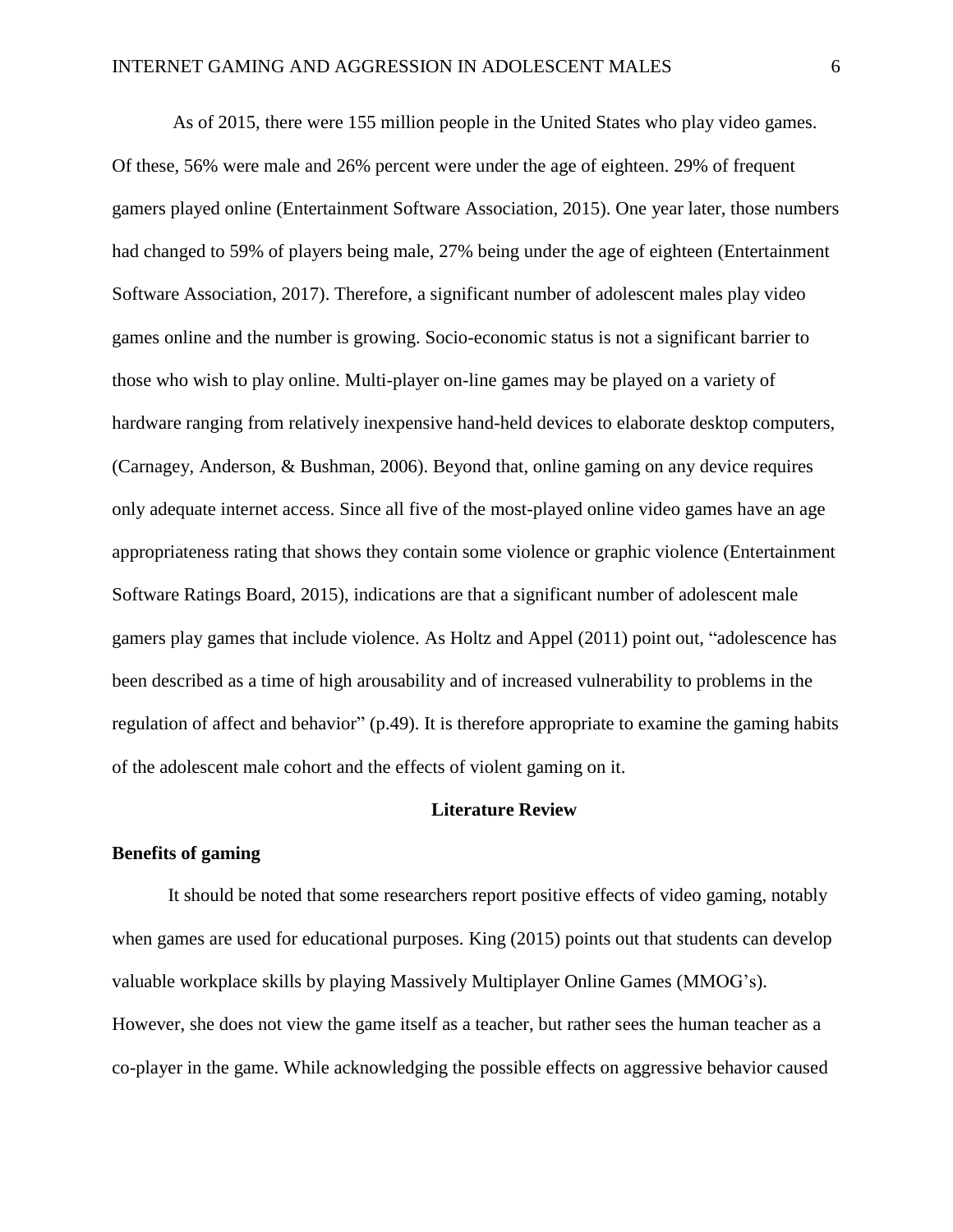As of 2015, there were 155 million people in the United States who play video games. Of these, 56% were male and 26% percent were under the age of eighteen. 29% of frequent gamers played online (Entertainment Software Association, 2015). One year later, those numbers had changed to 59% of players being male, 27% being under the age of eighteen (Entertainment Software Association, 2017). Therefore, a significant number of adolescent males play video games online and the number is growing. Socio-economic status is not a significant barrier to those who wish to play online. Multi-player on-line games may be played on a variety of hardware ranging from relatively inexpensive hand-held devices to elaborate desktop computers, (Carnagey, Anderson, & Bushman, 2006). Beyond that, online gaming on any device requires only adequate internet access. Since all five of the most-played online video games have an age appropriateness rating that shows they contain some violence or graphic violence (Entertainment Software Ratings Board, 2015), indications are that a significant number of adolescent male gamers play games that include violence. As Holtz and Appel (2011) point out, "adolescence has been described as a time of high arousability and of increased vulnerability to problems in the regulation of affect and behavior" (p.49). It is therefore appropriate to examine the gaming habits of the adolescent male cohort and the effects of violent gaming on it.

## Literature Review

### Benefits of gaming

It should be noted that some researchers report positive effects of video gaming, notably when games are used for educational purposes. King (2015) points out that students can develop valuable workplace skills by playing Massively Multiplayer Online Games (MMOG's). However, she does not view the game itself as a teacher, but rather sees the human teacher as a co-player in the game. While acknowledging the possible effects on aggressive behavior caused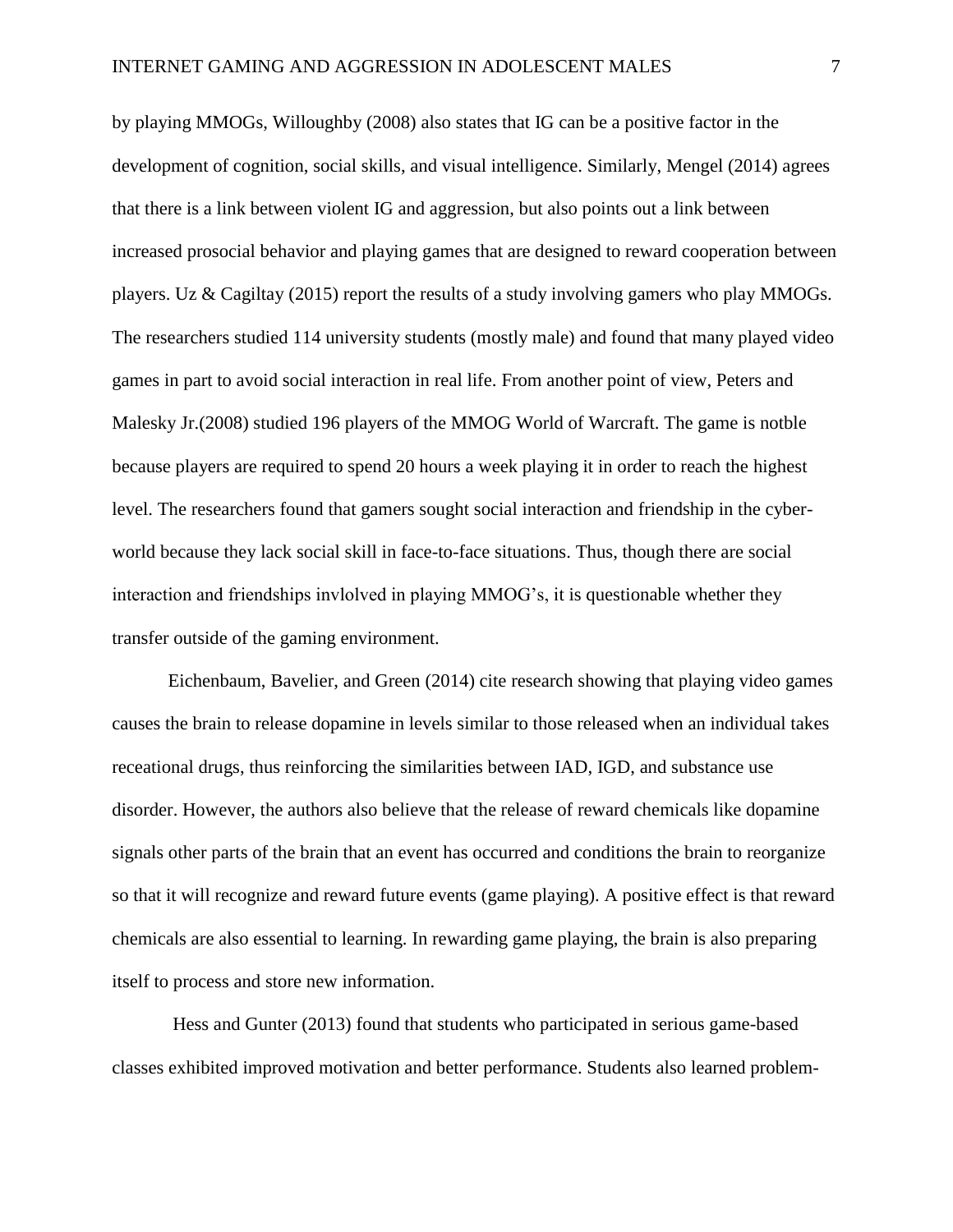by playing MMOGs, Willoughby (2008) also states that IG can be a positive factor in the development of cognition, social skills, and visual intelligence. Similarly, Mengel (2014) agrees that there is a link between violent IG and aggression, but also points out a link between increased prosocial behavior and playing games that are designed to reward cooperation between players. Uz & Cagiltay (2015) report the results of a study involving gamers who play MMOGs. The researchers studied 114 university students (mostly male) and found that many played video games in part to avoid social interaction in real life. From another point of view, Peters and Malesky Jr.(2008) studied 196 players of the MMOG World of Warcraft. The game is notble because players are required to spend 20 hours a week playing it in order to reach the highest level. The researchers found that gamers sought social interaction and friendship in the cyber-world because they lack social skill in face-to-face situations. Thus, though there are social interaction and friendships invlolved in playing MMOG's, it is questionable whether they transfer outside of the gaming environment.

Eichenbaum, Bavelier, and Green (2014) cite research showing that playing video games causes the brain to release dopamine in levels similar to those released when an individual takes receational drugs, thus reinforcing the similarities between IAD, IGD, and substance use disorder. However, the authors also believe that the release of reward chemicals like dopamine signals other parts of the brain that an event has occurred and conditions the brain to reorganize so that it will recognize and reward future events (game playing). A positive effect is that reward chemicals are also essential to learning. In rewarding game playing, the brain is also preparing itself to process and store new information.

Hess and Gunter (2013) found that students who participated in serious game-based classes exhibited improved motivation and better performance. Students also learned problem-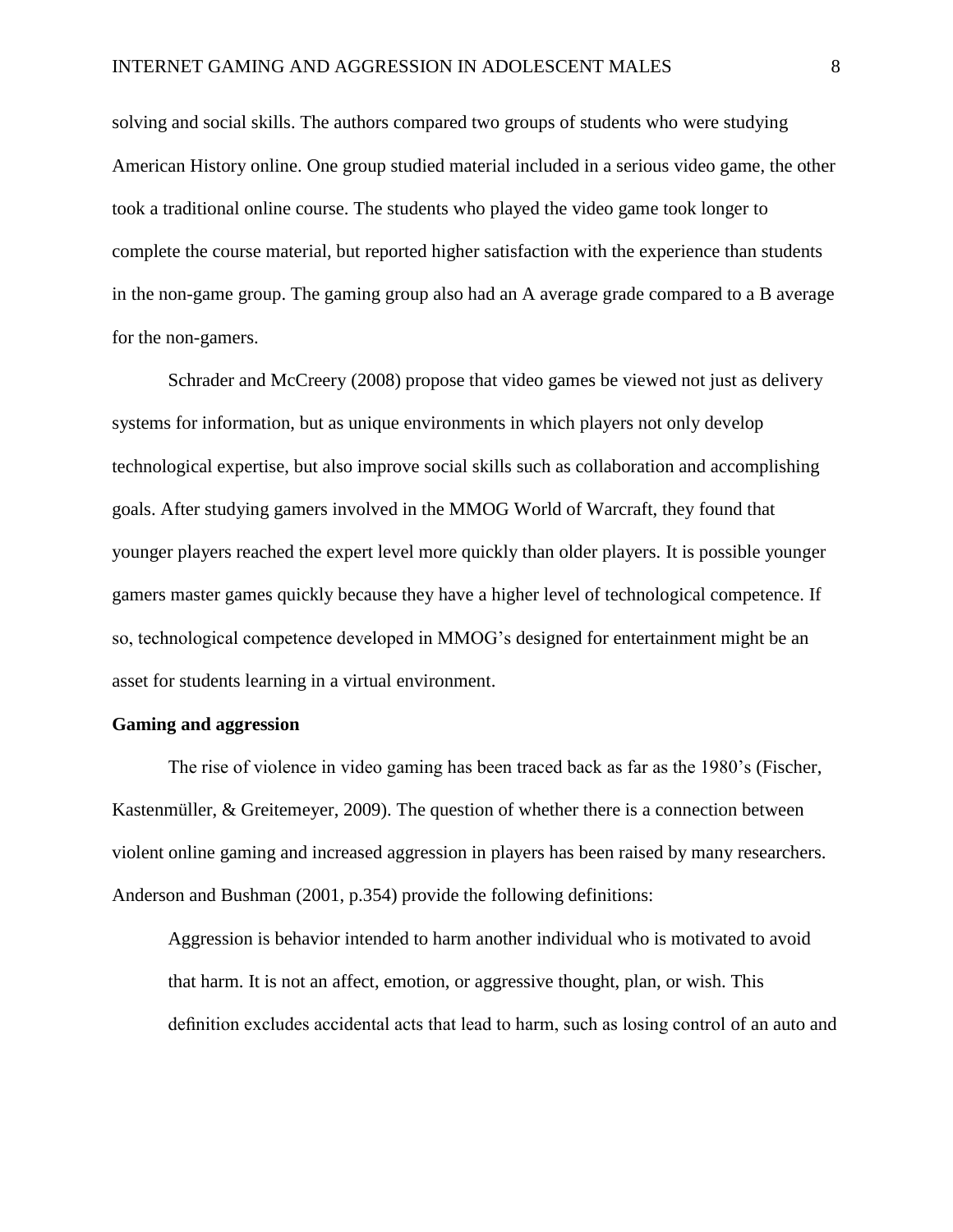solving and social skills. The authors compared two groups of students who were studying American History online. One group studied material included in a serious video game, the other took a traditional online course. The students who played the video game took longer to complete the course material, but reported higher satisfaction with the experience than students in the non-game group. The gaming group also had an A average grade compared to a B average for the non-gamers.

Schrader and McCreery (2008) propose that video games be viewed not just as delivery systems for information, but as unique environments in which players not only develop technological expertise, but also improve social skills such as collaboration and accomplishing goals. After studying gamers involved in the MMOG World of Warcraft, they found that younger players reached the expert level more quickly than older players. It is possible younger gamers master games quickly because they have a higher level of technological competence. If so, technological competence developed in MMOG's designed for entertainment might be an asset for students learning in a virtual environment.

**Gaming and aggression**

The rise of violence in video gaming has been traced back as far as the 1980's (Fischer, Kastenmüller, & Greitemeyer, 2009). The question of whether there is a connection between violent online gaming and increased aggression in players has been raised by many researchers. Anderson and Bushman (2001, p.354) provide the following definitions:

> Aggression is behavior intended to harm another individual who is motivated to avoid that harm. It is not an affect, emotion, or aggressive thought, plan, or wish. This definition excludes accidental acts that lead to harm, such as losing control of an auto and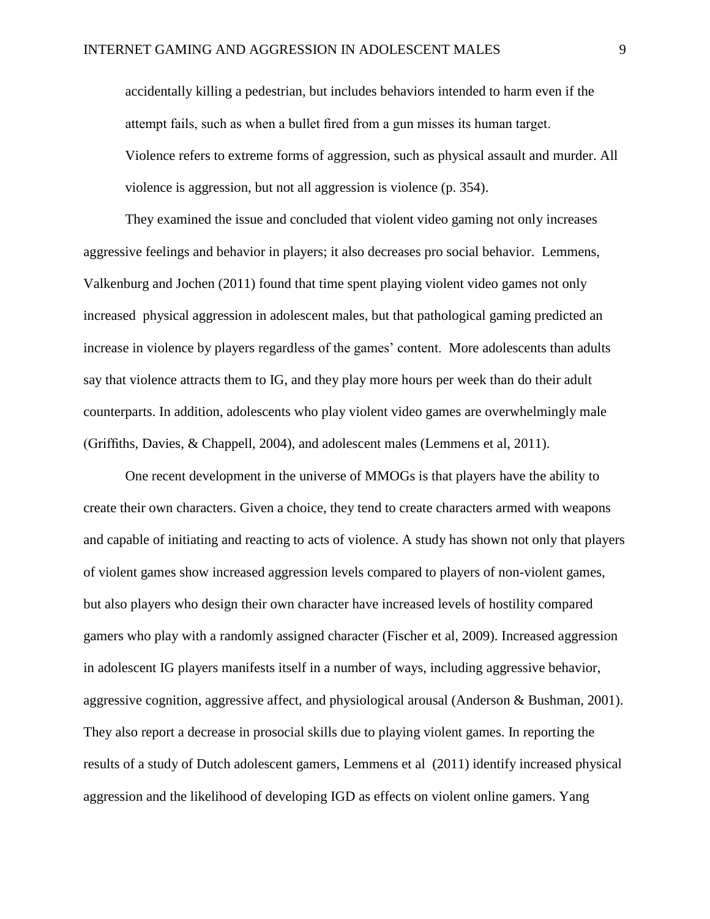accidentally killing a pedestrian, but includes behaviors intended to harm even if the attempt fails, such as when a bullet fired from a gun misses its human target. Violence refers to extreme forms of aggression, such as physical assault and murder. All violence is aggression, but not all aggression is violence (p. 354).

They examined the issue and concluded that violent video gaming not only increases aggressive feelings and behavior in players; it also decreases pro social behavior. Lemmens, Valkenburg and Jochen (2011) found that time spent playing violent video games not only increased physical aggression in adolescent males, but that pathological gaming predicted an increase in violence by players regardless of the games' content. More adolescents than adults say that violence attracts them to IG, and they play more hours per week than do their adult counterparts. In addition, adolescents who play violent video games are overwhelmingly male (Griffiths, Davies, & Chappell, 2004), and adolescent males (Lemmens et al, 2011).

One recent development in the universe of MMOGs is that players have the ability to create their own characters. Given a choice, they tend to create characters armed with weapons and capable of initiating and reacting to acts of violence. A study has shown not only that players of violent games show increased aggression levels compared to players of non-violent games, but also players who design their own character have increased levels of hostility compared gamers who play with a randomly assigned character (Fischer et al, 2009). Increased aggression in adolescent IG players manifests itself in a number of ways, including aggressive behavior, aggressive cognition, aggressive affect, and physiological arousal (Anderson & Bushman, 2001). They also report a decrease in prosocial skills due to playing violent games. In reporting the results of a study of Dutch adolescent gamers, Lemmens et al (2011) identify increased physical aggression and the likelihood of developing IGD as effects on violent online gamers. Yang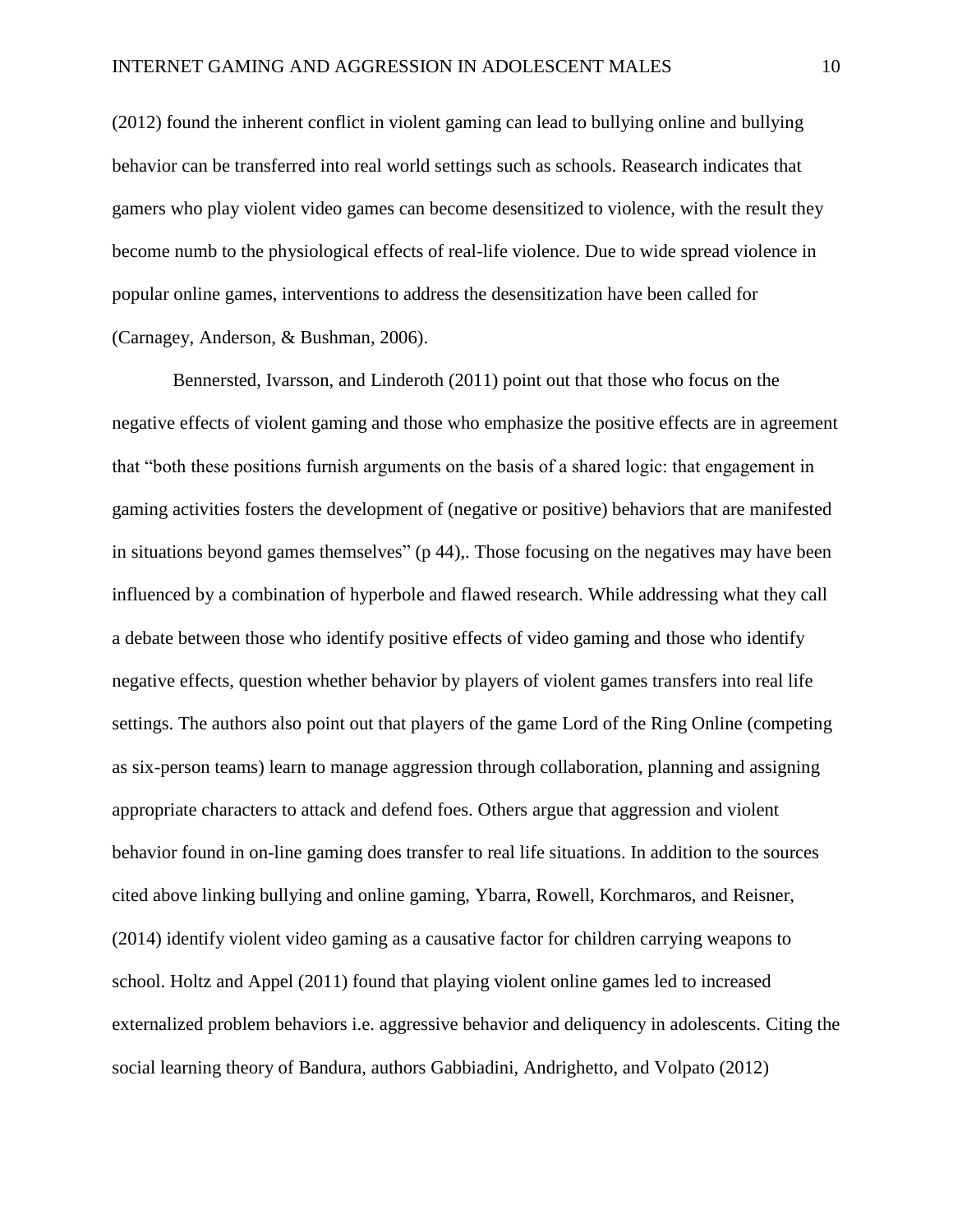(2012) found the inherent conflict in violent gaming can lead to bullying online and bullying behavior can be transferred into real world settings such as schools. Reasearch indicates that gamers who play violent video games can become desensitized to violence, with the result they become numb to the physiological effects of real-life violence. Due to wide spread violence in popular online games, interventions to address the desensitization have been called for (Carnagey, Anderson, & Bushman, 2006).

Bennersted, Ivarsson, and Linderoth (2011) point out that those who focus on the negative effects of violent gaming and those who emphasize the positive effects are in agreement that "both these positions furnish arguments on the basis of a shared logic: that engagement in gaming activities fosters the development of (negative or positive) behaviors that are manifested in situations beyond games themselves" (p 44),. Those focusing on the negatives may have been influenced by a combination of hyperbole and flawed research. While addressing what they call a debate between those who identify positive effects of video gaming and those who identify negative effects, question whether behavior by players of violent games transfers into real life settings. The authors also point out that players of the game Lord of the Ring Online (competing as six-person teams) learn to manage aggression through collaboration, planning and assigning appropriate characters to attack and defend foes. Others argue that aggression and violent behavior found in on-line gaming does transfer to real life situations. In addition to the sources cited above linking bullying and online gaming, Ybarra, Rowell, Korchmaros, and Reisner, (2014) identify violent video gaming as a causative factor for children carrying weapons to school. Holtz and Appel (2011) found that playing violent online games led to increased externalized problem behaviors i.e. aggressive behavior and deliquency in adolescents. Citing the social learning theory of Bandura, authors Gabbiadini, Andrighetto, and Volpato (2012)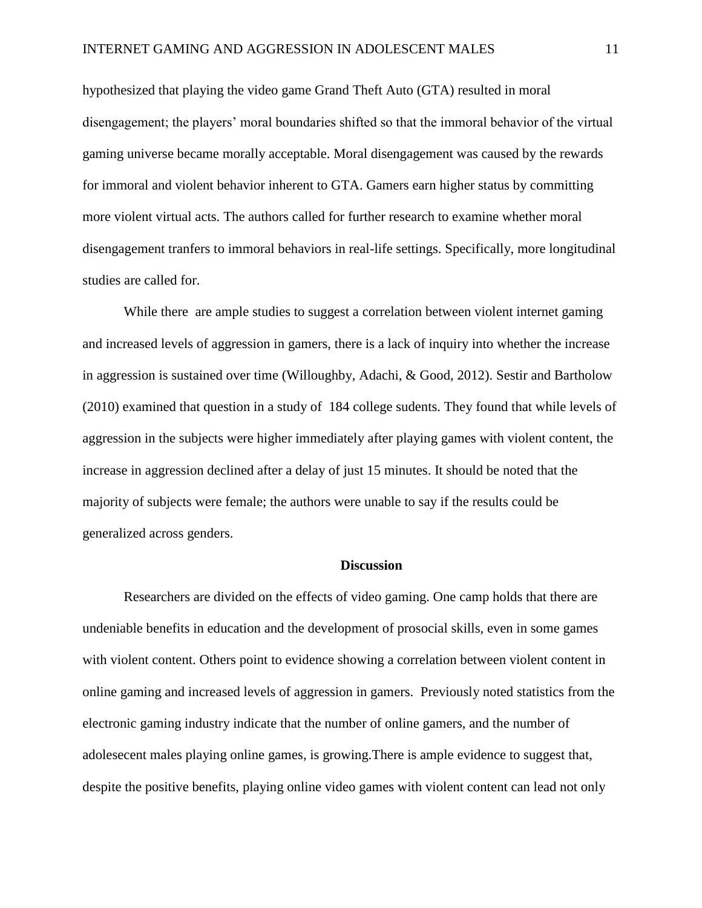hypothesized that playing the video game Grand Theft Auto (GTA) resulted in moral disengagement; the players' moral boundaries shifted so that the immoral behavior of the virtual gaming universe became morally acceptable. Moral disengagement was caused by the rewards for immoral and violent behavior inherent to GTA. Gamers earn higher status by committing more violent virtual acts. The authors called for further research to examine whether moral disengagement tranfers to immoral behaviors in real-life settings. Specifically, more longitudinal studies are called for.

While there are ample studies to suggest a correlation between violent internet gaming and increased levels of aggression in gamers, there is a lack of inquiry into whether the increase in aggression is sustained over time (Willoughby, Adachi, & Good, 2012). Sestir and Bartholow (2010) examined that question in a study of 184 college sudents. They found that while levels of aggression in the subjects were higher immediately after playing games with violent content, the increase in aggression declined after a delay of just 15 minutes. It should be noted that the majority of subjects were female; the authors were unable to say if the results could be generalized across genders.

## Discussion

Researchers are divided on the effects of video gaming. One camp holds that there are undeniable benefits in education and the development of prosocial skills, even in some games with violent content. Others point to evidence showing a correlation between violent content in online gaming and increased levels of aggression in gamers. Previously noted statistics from the electronic gaming industry indicate that the number of online gamers, and the number of adolesecent males playing online games, is growing.There is ample evidence to suggest that, despite the positive benefits, playing online video games with violent content can lead not only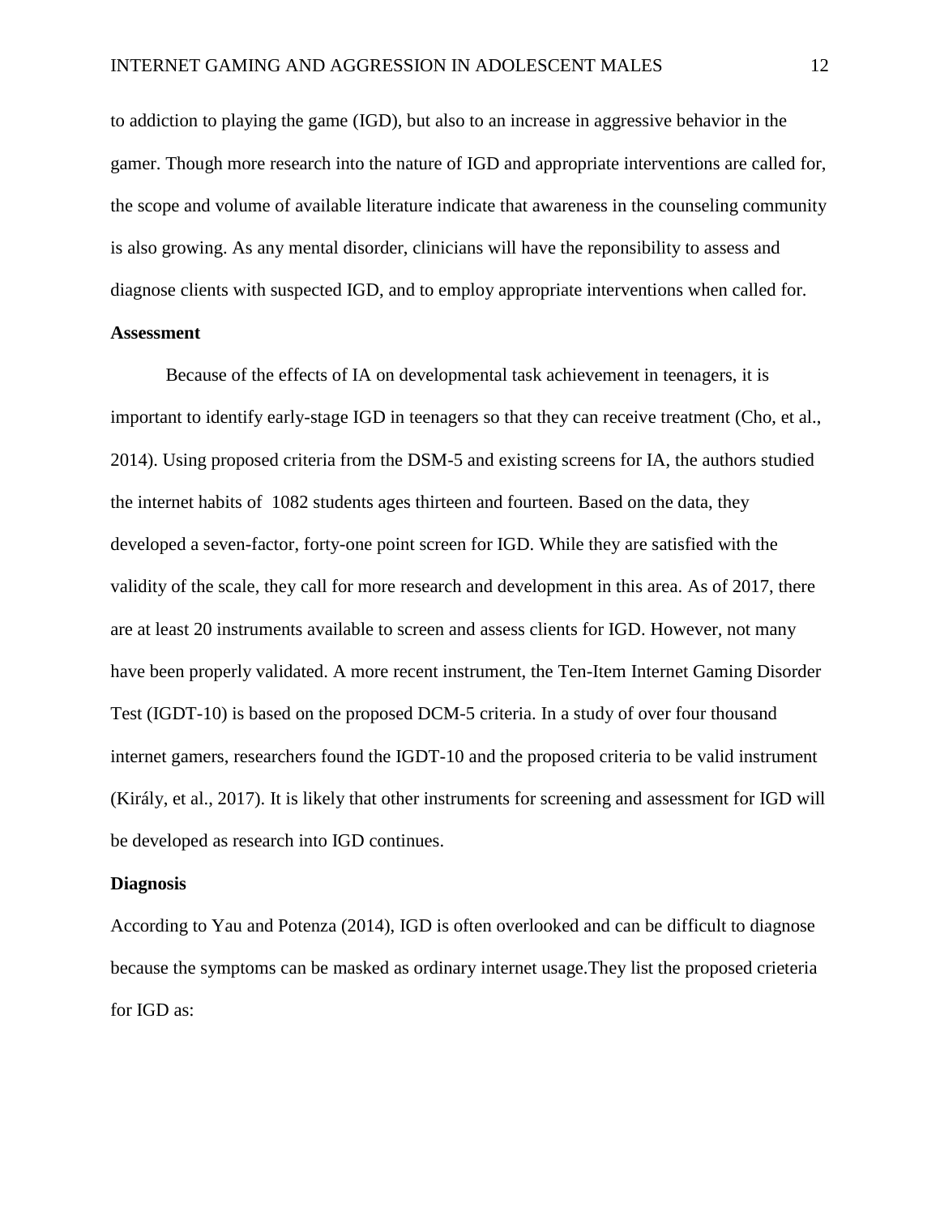to addiction to playing the game (IGD), but also to an increase in aggressive behavior in the gamer. Though more research into the nature of IGD and appropriate interventions are called for, the scope and volume of available literature indicate that awareness in the counseling community is also growing. As any mental disorder, clinicians will have the reponsibility to assess and diagnose clients with suspected IGD, and to employ appropriate interventions when called for.

**Assessment**

Because of the effects of IA on developmental task achievement in teenagers, it is important to identify early-stage IGD in teenagers so that they can receive treatment (Cho, et al., 2014). Using proposed criteria from the DSM-5 and existing screens for IA, the authors studied the internet habits of 1082 students ages thirteen and fourteen. Based on the data, they developed a seven-factor, forty-one point screen for IGD. While they are satisfied with the validity of the scale, they call for more research and development in this area. As of 2017, there are at least 20 instruments available to screen and assess clients for IGD. However, not many have been properly validated. A more recent instrument, the Ten-Item Internet Gaming Disorder Test (IGDT-10) is based on the proposed DCM-5 criteria. In a study of over four thousand internet gamers, researchers found the IGDT-10 and the proposed criteria to be valid instrument (Király, et al., 2017). It is likely that other instruments for screening and assessment for IGD will be developed as research into IGD continues.

**Diagnosis**

According to Yau and Potenza (2014), IGD is often overlooked and can be difficult to diagnose because the symptoms can be masked as ordinary internet usage.They list the proposed crieteria for IGD as: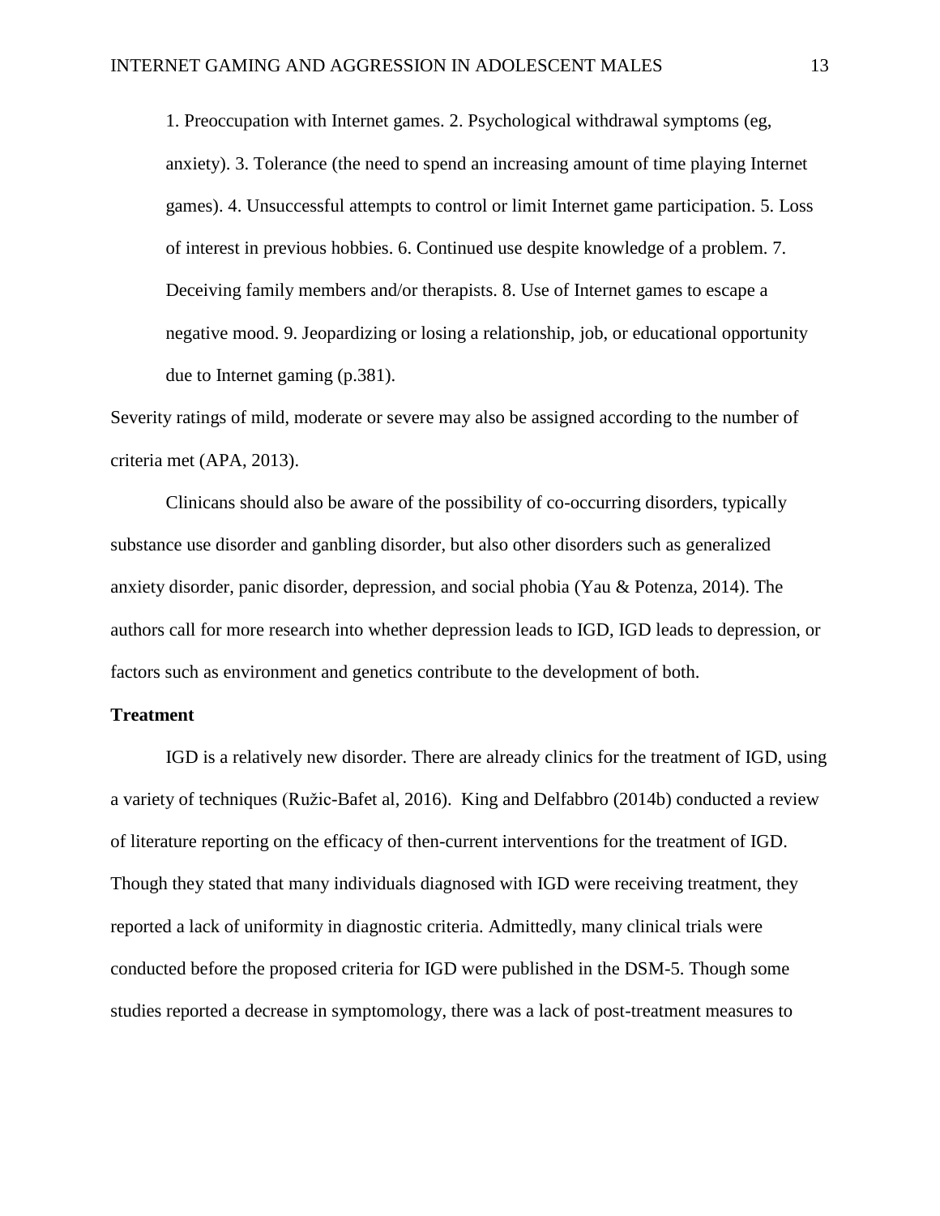> 1. Preoccupation with Internet games. 2. Psychological withdrawal symptoms (eg, anxiety). 3. Tolerance (the need to spend an increasing amount of time playing Internet games). 4. Unsuccessful attempts to control or limit Internet game participation. 5. Loss of interest in previous hobbies. 6. Continued use despite knowledge of a problem. 7. Deceiving family members and/or therapists. 8. Use of Internet games to escape a negative mood. 9. Jeopardizing or losing a relationship, job, or educational opportunity due to Internet gaming (p.381).

Severity ratings of mild, moderate or severe may also be assigned according to the number of criteria met (APA, 2013).

Clinicans should also be aware of the possibility of co-occurring disorders, typically substance use disorder and ganbling disorder, but also other disorders such as generalized anxiety disorder, panic disorder, depression, and social phobia (Yau & Potenza, 2014). The authors call for more research into whether depression leads to IGD, IGD leads to depression, or factors such as environment and genetics contribute to the development of both.

**Treatment**

IGD is a relatively new disorder. There are already clinics for the treatment of IGD, using a variety of techniques (Ružic-Bafet al, 2016). King and Delfabbro (2014b) conducted a review of literature reporting on the efficacy of then-current interventions for the treatment of IGD. Though they stated that many individuals diagnosed with IGD were receiving treatment, they reported a lack of uniformity in diagnostic criteria. Admittedly, many clinical trials were conducted before the proposed criteria for IGD were published in the DSM-5. Though some studies reported a decrease in symptomology, there was a lack of post-treatment measures to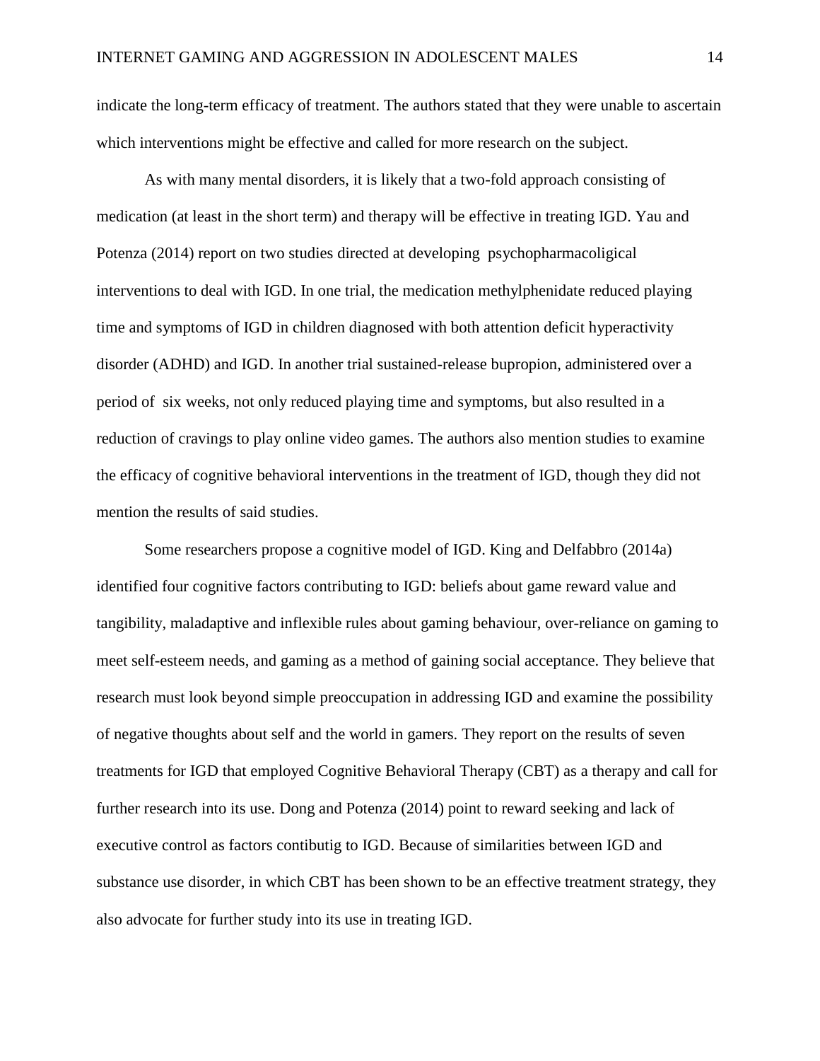indicate the long-term efficacy of treatment. The authors stated that they were unable to ascertain which interventions might be effective and called for more research on the subject.

As with many mental disorders, it is likely that a two-fold approach consisting of medication (at least in the short term) and therapy will be effective in treating IGD. Yau and Potenza (2014) report on two studies directed at developing psychopharmacoligical interventions to deal with IGD. In one trial, the medication methylphenidate reduced playing time and symptoms of IGD in children diagnosed with both attention deficit hyperactivity disorder (ADHD) and IGD. In another trial sustained-release bupropion, administered over a period of six weeks, not only reduced playing time and symptoms, but also resulted in a reduction of cravings to play online video games. The authors also mention studies to examine the efficacy of cognitive behavioral interventions in the treatment of IGD, though they did not mention the results of said studies.

Some researchers propose a cognitive model of IGD. King and Delfabbro (2014a) identified four cognitive factors contributing to IGD: beliefs about game reward value and tangibility, maladaptive and inflexible rules about gaming behaviour, over-reliance on gaming to meet self-esteem needs, and gaming as a method of gaining social acceptance. They believe that research must look beyond simple preoccupation in addressing IGD and examine the possibility of negative thoughts about self and the world in gamers. They report on the results of seven treatments for IGD that employed Cognitive Behavioral Therapy (CBT) as a therapy and call for further research into its use. Dong and Potenza (2014) point to reward seeking and lack of executive control as factors contibutig to IGD. Because of similarities between IGD and substance use disorder, in which CBT has been shown to be an effective treatment strategy, they also advocate for further study into its use in treating IGD.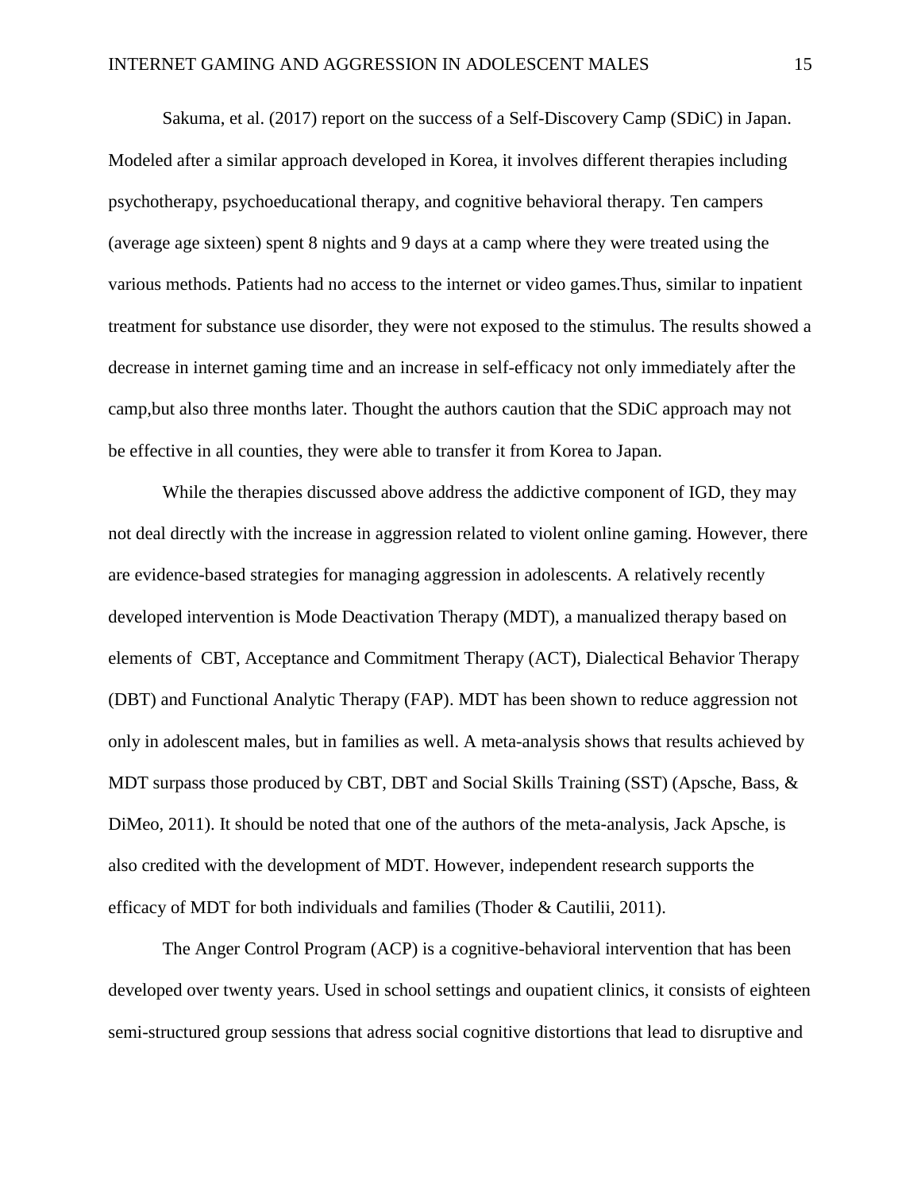Sakuma, et al. (2017) report on the success of a Self-Discovery Camp (SDiC) in Japan. Modeled after a similar approach developed in Korea, it involves different therapies including psychotherapy, psychoeducational therapy, and cognitive behavioral therapy. Ten campers (average age sixteen) spent 8 nights and 9 days at a camp where they were treated using the various methods. Patients had no access to the internet or video games.Thus, similar to inpatient treatment for substance use disorder, they were not exposed to the stimulus. The results showed a decrease in internet gaming time and an increase in self-efficacy not only immediately after the camp,but also three months later. Thought the authors caution that the SDiC approach may not be effective in all counties, they were able to transfer it from Korea to Japan.

While the therapies discussed above address the addictive component of IGD, they may not deal directly with the increase in aggression related to violent online gaming. However, there are evidence-based strategies for managing aggression in adolescents. A relatively recently developed intervention is Mode Deactivation Therapy (MDT), a manualized therapy based on elements of CBT, Acceptance and Commitment Therapy (ACT), Dialectical Behavior Therapy (DBT) and Functional Analytic Therapy (FAP). MDT has been shown to reduce aggression not only in adolescent males, but in families as well. A meta-analysis shows that results achieved by MDT surpass those produced by CBT, DBT and Social Skills Training (SST) (Apsche, Bass, & DiMeo, 2011). It should be noted that one of the authors of the meta-analysis, Jack Apsche, is also credited with the development of MDT. However, independent research supports the efficacy of MDT for both individuals and families (Thoder & Cautilii, 2011).

The Anger Control Program (ACP) is a cognitive-behavioral intervention that has been developed over twenty years. Used in school settings and oupatient clinics, it consists of eighteen semi-structured group sessions that adress social cognitive distortions that lead to disruptive and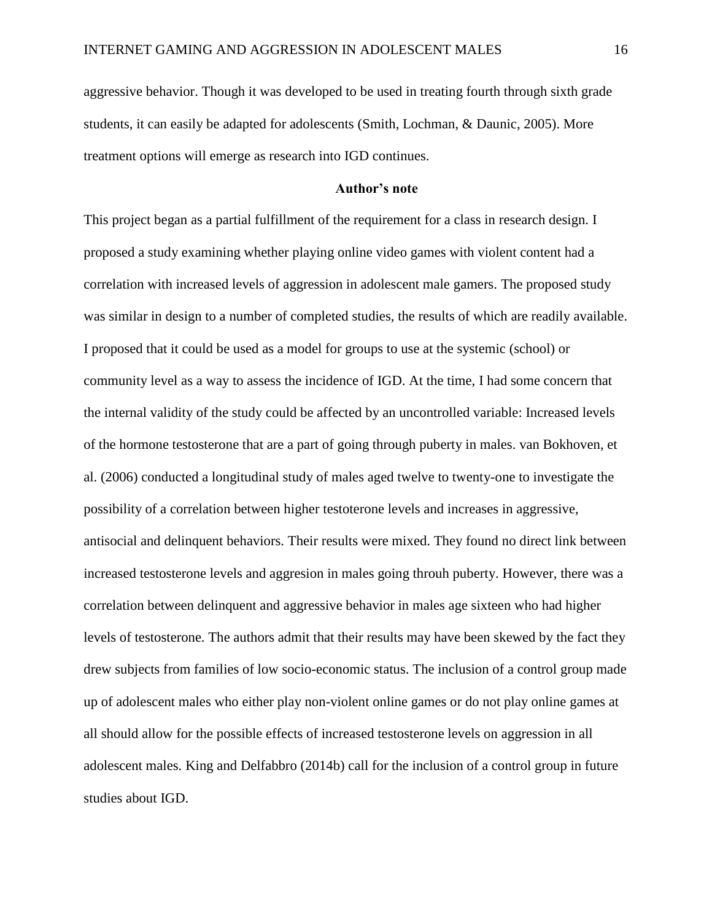aggressive behavior. Though it was developed to be used in treating fourth through sixth grade students, it can easily be adapted for adolescents (Smith, Lochman, & Daunic, 2005). More treatment options will emerge as research into IGD continues.

## Author's note

This project began as a partial fulfillment of the requirement for a class in research design. I proposed a study examining whether playing online video games with violent content had a correlation with increased levels of aggression in adolescent male gamers. The proposed study was similar in design to a number of completed studies, the results of which are readily available. I proposed that it could be used as a model for groups to use at the systemic (school) or community level as a way to assess the incidence of IGD. At the time, I had some concern that the internal validity of the study could be affected by an uncontrolled variable: Increased levels of the hormone testosterone that are a part of going through puberty in males. van Bokhoven, et al. (2006) conducted a longitudinal study of males aged twelve to twenty-one to investigate the possibility of a correlation between higher testoterone levels and increases in aggressive, antisocial and delinquent behaviors. Their results were mixed. They found no direct link between increased testosterone levels and aggresion in males going throuh puberty. However, there was a correlation between delinquent and aggressive behavior in males age sixteen who had higher levels of testosterone. The authors admit that their results may have been skewed by the fact they drew subjects from families of low socio-economic status. The inclusion of a control group made up of adolescent males who either play non-violent online games or do not play online games at all should allow for the possible effects of increased testosterone levels on aggression in all adolescent males. King and Delfabbro (2014b) call for the inclusion of a control group in future studies about IGD.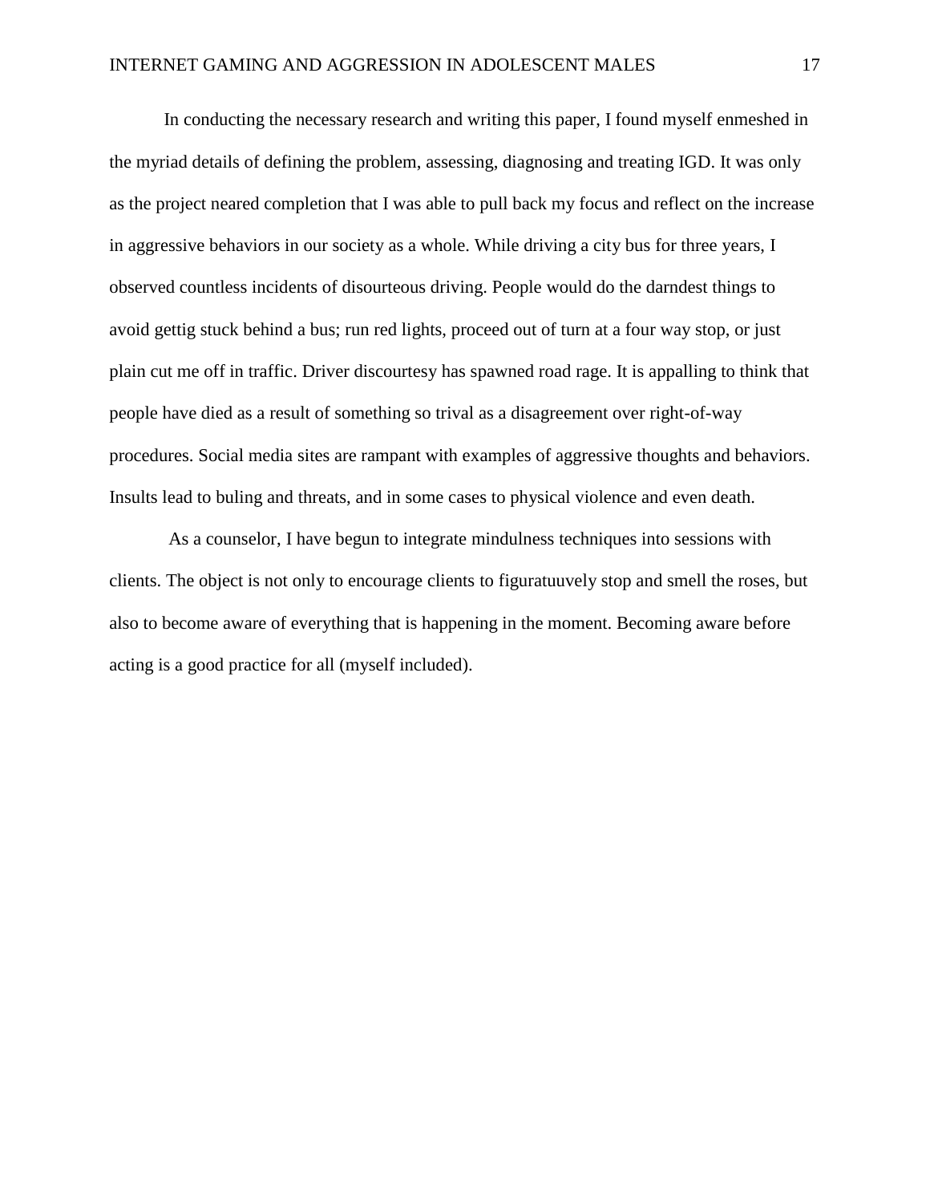In conducting the necessary research and writing this paper, I found myself enmeshed in the myriad details of defining the problem, assessing, diagnosing and treating IGD. It was only as the project neared completion that I was able to pull back my focus and reflect on the increase in aggressive behaviors in our society as a whole. While driving a city bus for three years, I observed countless incidents of disourteous driving. People would do the darndest things to avoid gettig stuck behind a bus; run red lights, proceed out of turn at a four way stop, or just plain cut me off in traffic. Driver discourtesy has spawned road rage. It is appalling to think that people have died as a result of something so trival as a disagreement over right-of-way procedures. Social media sites are rampant with examples of aggressive thoughts and behaviors. Insults lead to buling and threats, and in some cases to physical violence and even death.

As a counselor, I have begun to integrate mindulness techniques into sessions with clients. The object is not only to encourage clients to figuratuuvely stop and smell the roses, but also to become aware of everything that is happening in the moment. Becoming aware before acting is a good practice for all (myself included).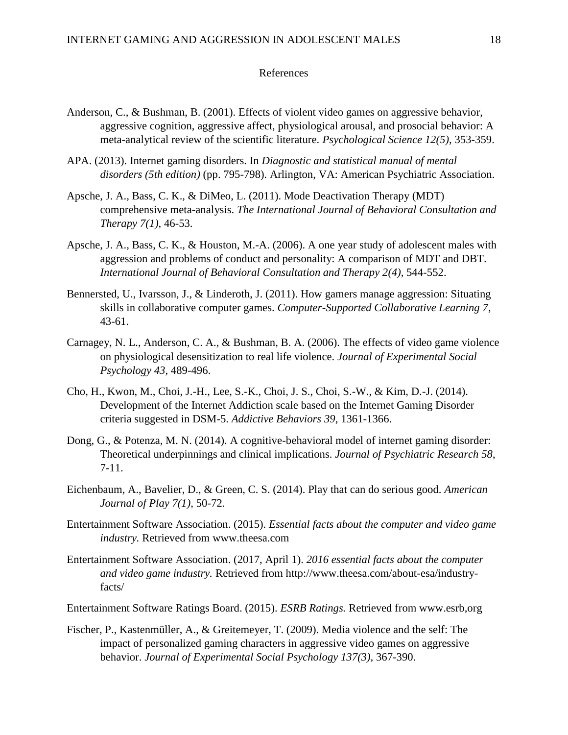# References

Anderson, C., & Bushman, B. (2001). Effects of violent video games on aggressive behavior, aggressive cognition, aggressive affect, physiological arousal, and prosocial behavior: A meta-analytical review of the scientific literature. *Psychological Science 12(5)*, 353-359.

APA. (2013). Internet gaming disorders. In *Diagnostic and statistical manual of mental disorders (5th edition)* (pp. 795-798). Arlington, VA: American Psychiatric Association.

Apsche, J. A., Bass, C. K., & DiMeo, L. (2011). Mode Deactivation Therapy (MDT) comprehensive meta-analysis. *The International Journal of Behavioral Consultation and Therapy 7(1)*, 46-53.

Apsche, J. A., Bass, C. K., & Houston, M.-A. (2006). A one year study of adolescent males with aggression and problems of conduct and personality: A comparison of MDT and DBT. *International Journal of Behavioral Consultation and Therapy 2(4)*, 544-552.

Bennersted, U., Ivarsson, J., & Linderoth, J. (2011). How gamers manage aggression: Situating skills in collaborative computer games. *Computer-Supported Collaborative Learning 7*, 43-61.

Carnagey, N. L., Anderson, C. A., & Bushman, B. A. (2006). The effects of video game violence on physiological desensitization to real life violence. *Journal of Experimental Social Psychology 43*, 489-496.

Cho, H., Kwon, M., Choi, J.-H., Lee, S.-K., Choi, J. S., Choi, S.-W., & Kim, D.-J. (2014). Development of the Internet Addiction scale based on the Internet Gaming Disorder criteria suggested in DSM-5. *Addictive Behaviors 39*, 1361-1366.

Dong, G., & Potenza, M. N. (2014). A cognitive-behavioral model of internet gaming disorder: Theoretical underpinnings and clinical implications. *Journal of Psychiatric Research 58*, 7-11.

Eichenbaum, A., Bavelier, D., & Green, C. S. (2014). Play that can do serious good. *American Journal of Play 7(1)*, 50-72.

Entertainment Software Association. (2015). *Essential facts about the computer and video game industry.* Retrieved from www.theesa.com

Entertainment Software Association. (2017, April 1). *2016 essential facts about the computer and video game industry.* Retrieved from http://www.theesa.com/about-esa/industry-facts/

Entertainment Software Ratings Board. (2015). *ESRB Ratings.* Retrieved from www.esrb,org

Fischer, P., Kastenmüller, A., & Greitemeyer, T. (2009). Media violence and the self: The impact of personalized gaming characters in aggressive video games on aggressive behavior. *Journal of Experimental Social Psychology 137(3)*, 367-390.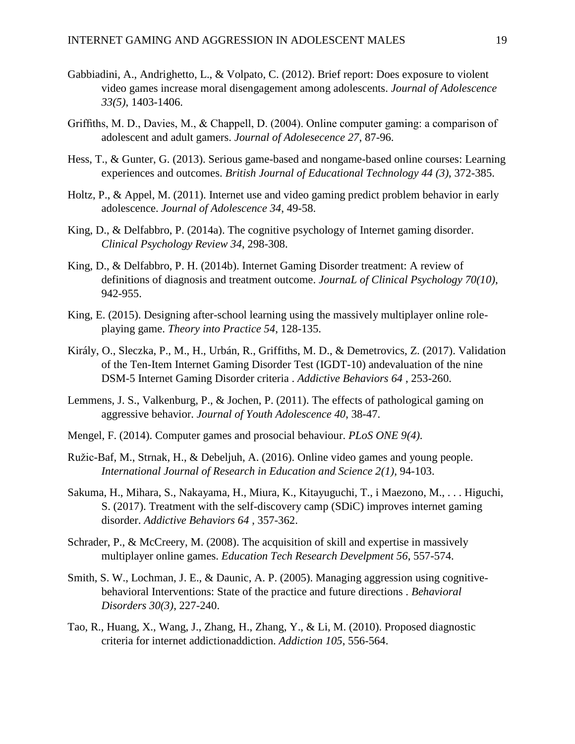Gabbiadini, A., Andrighetto, L., & Volpato, C. (2012). Brief report: Does exposure to violent video games increase moral disengagement among adolescents. *Journal of Adolescence 33(5)*, 1403-1406.

Griffiths, M. D., Davies, M., & Chappell, D. (2004). Online computer gaming: a comparison of adolescent and adult gamers. *Journal of Adolesecence 27*, 87-96.

Hess, T., & Gunter, G. (2013). Serious game-based and nongame-based online courses: Learning experiences and outcomes. *British Journal of Educational Technology 44 (3)*, 372-385.

Holtz, P., & Appel, M. (2011). Internet use and video gaming predict problem behavior in early adolescence. *Journal of Adolescence 34*, 49-58.

King, D., & Delfabbro, P. (2014a). The cognitive psychology of Internet gaming disorder. *Clinical Psychology Review 34*, 298-308.

King, D., & Delfabbro, P. H. (2014b). Internet Gaming Disorder treatment: A review of definitions of diagnosis and treatment outcome. *JournaL of Clinical Psychology 70(10)*, 942-955.

King, E. (2015). Designing after-school learning using the massively multiplayer online role-playing game. *Theory into Practice 54*, 128-135.

Király, O., Sleczka, P., M., H., Urbán, R., Griffiths, M. D., & Demetrovics, Z. (2017). Validation of the Ten-Item Internet Gaming Disorder Test (IGDT-10) andevaluation of the nine DSM-5 Internet Gaming Disorder criteria . *Addictive Behaviors 64* , 253-260.

Lemmens, J. S., Valkenburg, P., & Jochen, P. (2011). The effects of pathological gaming on aggressive behavior. *Journal of Youth Adolescence 40*, 38-47.

Mengel, F. (2014). Computer games and prosocial behaviour. *PLoS ONE 9(4)*.

Ružic-Baf, M., Strnak, H., & Debeljuh, A. (2016). Online video games and young people. *International Journal of Research in Education and Science 2(1)*, 94-103.

Sakuma, H., Mihara, S., Nakayama, H., Miura, K., Kitayuguchi, T., i Maezono, M., . . . Higuchi, S. (2017). Treatment with the self-discovery camp (SDiC) improves internet gaming disorder. *Addictive Behaviors 64* , 357-362.

Schrader, P., & McCreery, M. (2008). The acquisition of skill and expertise in massively multiplayer online games. *Education Tech Research Develpment 56*, 557-574.

Smith, S. W., Lochman, J. E., & Daunic, A. P. (2005). Managing aggression using cognitive-behavioral Interventions: State of the practice and future directions . *Behavioral Disorders 30(3)*, 227-240.

Tao, R., Huang, X., Wang, J., Zhang, H., Zhang, Y., & Li, M. (2010). Proposed diagnostic criteria for internet addictionaddiction. *Addiction 105*, 556-564.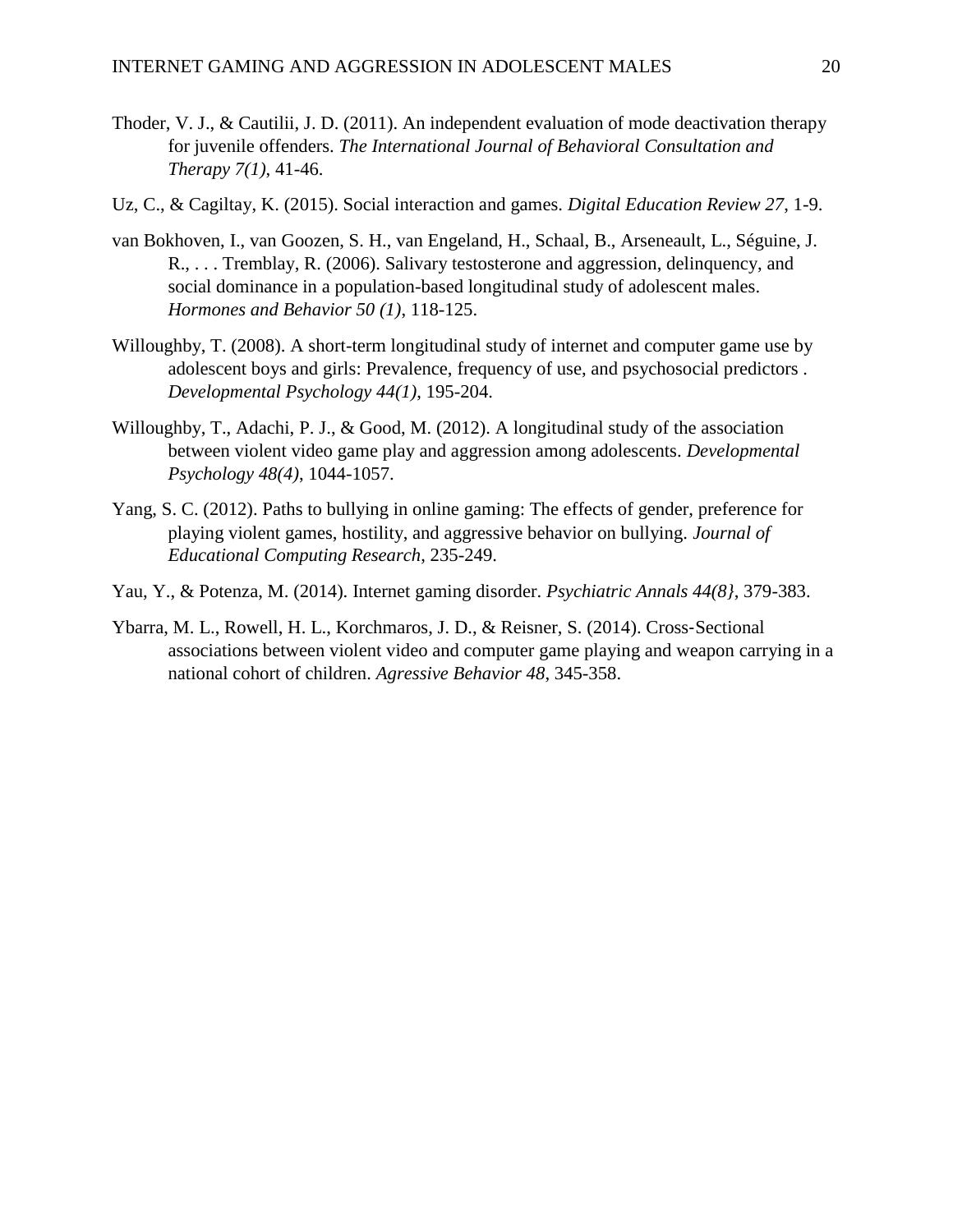Thoder, V. J., & Cautilii, J. D. (2011). An independent evaluation of mode deactivation therapy for juvenile offenders. *The International Journal of Behavioral Consultation and Therapy 7(1)*, 41-46.

Uz, C., & Cagiltay, K. (2015). Social interaction and games. *Digital Education Review 27*, 1-9.

van Bokhoven, I., van Goozen, S. H., van Engeland, H., Schaal, B., Arseneault, L., Séguine, J. R., . . . Tremblay, R. (2006). Salivary testosterone and aggression, delinquency, and social dominance in a population-based longitudinal study of adolescent males. *Hormones and Behavior 50 (1)*, 118-125.

Willoughby, T. (2008). A short-term longitudinal study of internet and computer game use by adolescent boys and girls: Prevalence, frequency of use, and psychosocial predictors . *Developmental Psychology 44(1)*, 195-204.

Willoughby, T., Adachi, P. J., & Good, M. (2012). A longitudinal study of the association between violent video game play and aggression among adolescents. *Developmental Psychology 48(4)*, 1044-1057.

Yang, S. C. (2012). Paths to bullying in online gaming: The effects of gender, preference for playing violent games, hostility, and aggressive behavior on bullying. *Journal of Educational Computing Research*, 235-249.

Yau, Y., & Potenza, M. (2014). Internet gaming disorder. *Psychiatric Annals 44(8}*, 379-383.

Ybarra, M. L., Rowell, H. L., Korchmaros, J. D., & Reisner, S. (2014). Cross-Sectional associations between violent video and computer game playing and weapon carrying in a national cohort of children. *Agressive Behavior 48*, 345-358.